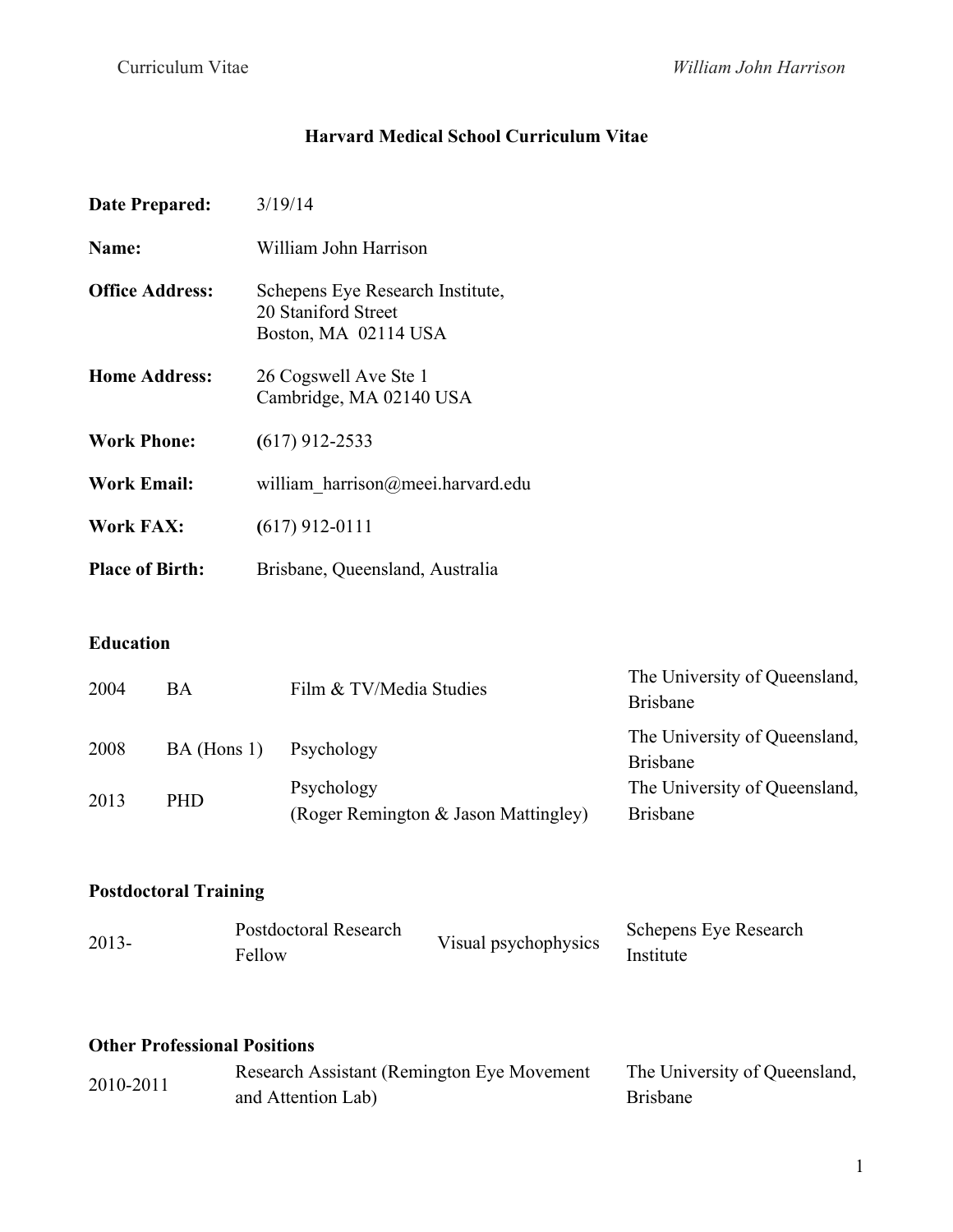# Harvard Medical School Curriculum Vitae

| | |
|---|---|
| **Date Prepared:** | 3/19/14 |
| **Name:** | William John Harrison |
| **Office Address:** | Schepens Eye Research Institute,<br>20 Staniford Street<br>Boston, MA 02114 USA |
| **Home Address:** | 26 Cogswell Ave Ste 1<br>Cambridge, MA 02140 USA |
| **Work Phone:** | (617) 912-2533 |
| **Work Email:** | william_harrison@meei.harvard.edu |
| **Work FAX:** | (617) 912-0111 |
| **Place of Birth:** | Brisbane, Queensland, Australia |

## Education

| | | | |
|---|---|---|---|
| 2004 | BA | Film & TV/Media Studies | The University of Queensland, Brisbane |
| 2008 | BA (Hons 1) | Psychology | The University of Queensland, Brisbane |
| 2013 | PHD | Psychology<br>(Roger Remington & Jason Mattingley) | The University of Queensland, Brisbane |

## Postdoctoral Training

| | | | |
|---|---|---|---|
| 2013- | Postdoctoral Research Fellow | Visual psychophysics | Schepens Eye Research Institute |

## Other Professional Positions

| | | |
|---|---|---|
| 2010-2011 | Research Assistant (Remington Eye Movement and Attention Lab) | The University of Queensland, Brisbane |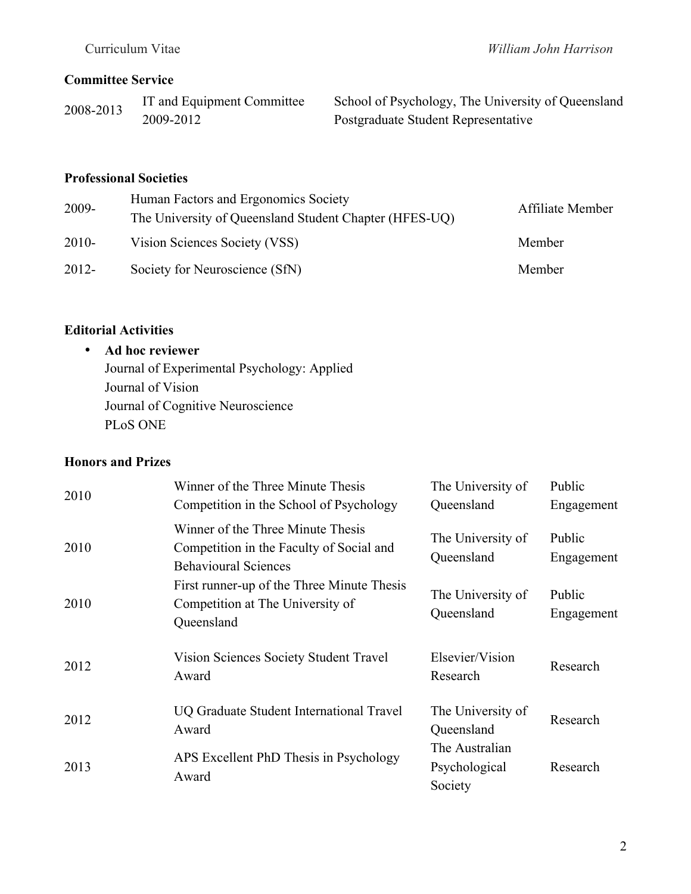**Committee Service**

| | | |
|---|---|---|
| 2008-2013 | IT and Equipment Committee<br>2009-2012 | School of Psychology, The University of Queensland<br>Postgraduate Student Representative |

**Professional Societies**

| | | |
|---|---|---|
| 2009- | Human Factors and Ergonomics Society<br>The University of Queensland Student Chapter (HFES-UQ) | Affiliate Member |
| 2010- | Vision Sciences Society (VSS) | Member |
| 2012- | Society for Neuroscience (SfN) | Member |

**Editorial Activities**

- **Ad hoc reviewer**
  Journal of Experimental Psychology: Applied
  Journal of Vision
  Journal of Cognitive Neuroscience
  PLoS ONE

**Honors and Prizes**

| | | | |
|---|---|---|---|
| 2010 | Winner of the Three Minute Thesis Competition in the School of Psychology | The University of Queensland | Public Engagement |
| 2010 | Winner of the Three Minute Thesis Competition in the Faculty of Social and Behavioural Sciences | The University of Queensland | Public Engagement |
| 2010 | First runner-up of the Three Minute Thesis Competition at The University of Queensland | The University of Queensland | Public Engagement |
| 2012 | Vision Sciences Society Student Travel Award | Elsevier/Vision Research | Research |
| 2012 | UQ Graduate Student International Travel Award | The University of Queensland | Research |
| 2013 | APS Excellent PhD Thesis in Psychology Award | The Australian Psychological Society | Research |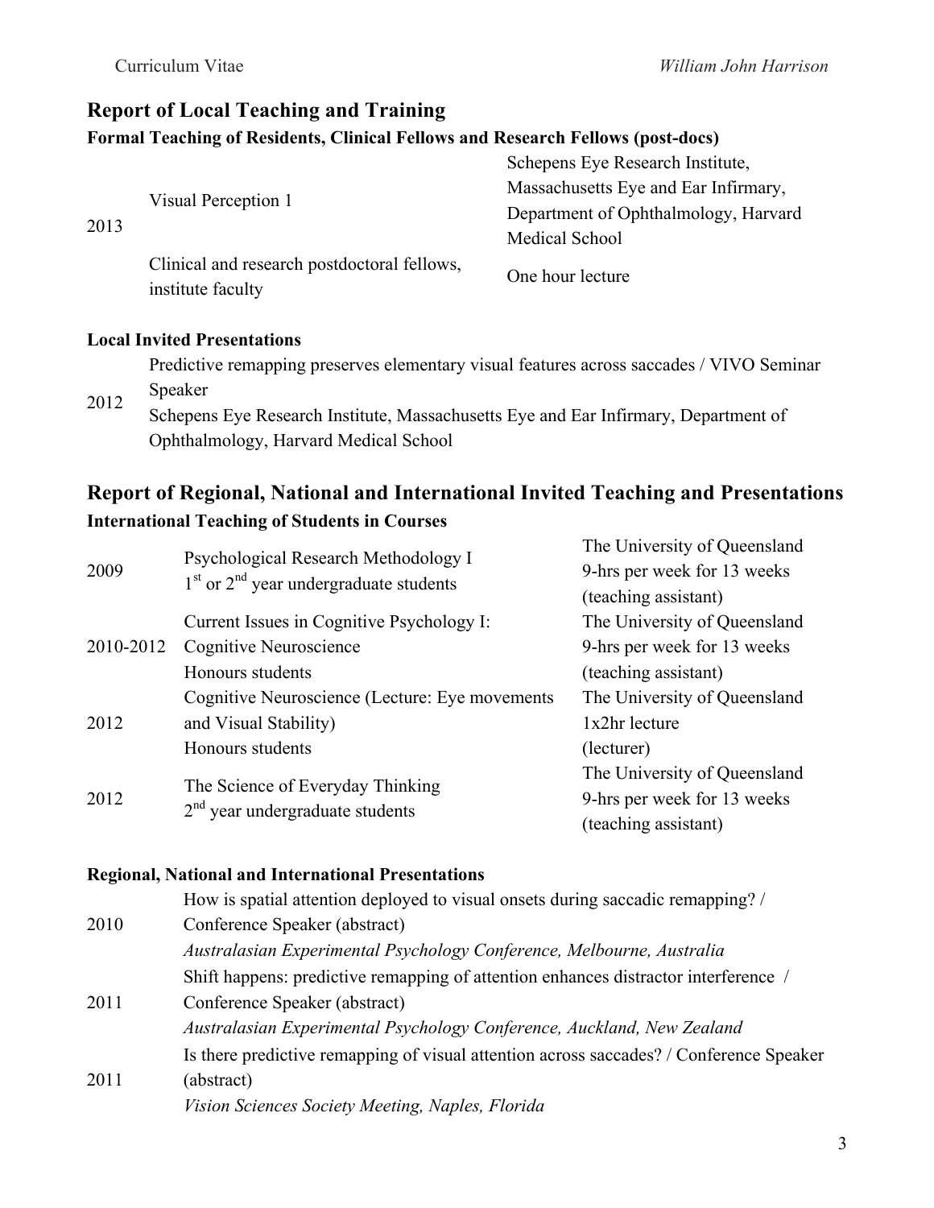## Report of Local Teaching and Training

### Formal Teaching of Residents, Clinical Fellows and Research Fellows (post-docs)

| | | |
|---|---|---|
| 2013 | Visual Perception 1 | Schepens Eye Research Institute, Massachusetts Eye and Ear Infirmary, Department of Ophthalmology, Harvard Medical School |
| | Clinical and research postdoctoral fellows, institute faculty | One hour lecture |

### Local Invited Presentations

| | |
|---|---|
| 2012 | Predictive remapping preserves elementary visual features across saccades / VIVO Seminar Speaker<br>Schepens Eye Research Institute, Massachusetts Eye and Ear Infirmary, Department of Ophthalmology, Harvard Medical School |

## Report of Regional, National and International Invited Teaching and Presentations

### International Teaching of Students in Courses

| | | |
|---|---|---|
| 2009 | Psychological Research Methodology I<br>1$^{st}$ or 2$^{nd}$ year undergraduate students | The University of Queensland<br>9-hrs per week for 13 weeks<br>(teaching assistant) |
| 2010-2012 | Current Issues in Cognitive Psychology I: Cognitive Neuroscience<br>Honours students | The University of Queensland<br>9-hrs per week for 13 weeks<br>(teaching assistant) |
| 2012 | Cognitive Neuroscience (Lecture: Eye movements and Visual Stability)<br>Honours students | The University of Queensland<br>1x2hr lecture<br>(lecturer) |
| 2012 | The Science of Everyday Thinking<br>2$^{nd}$ year undergraduate students | The University of Queensland<br>9-hrs per week for 13 weeks<br>(teaching assistant) |

### Regional, National and International Presentations

| | |
|---|---|
| 2010 | How is spatial attention deployed to visual onsets during saccadic remapping? / Conference Speaker (abstract)<br>*Australasian Experimental Psychology Conference, Melbourne, Australia* |
| 2011 | Shift happens: predictive remapping of attention enhances distractor interference / Conference Speaker (abstract)<br>*Australasian Experimental Psychology Conference, Auckland, New Zealand* |
| 2011 | Is there predictive remapping of visual attention across saccades? / Conference Speaker (abstract)<br>*Vision Sciences Society Meeting, Naples, Florida* |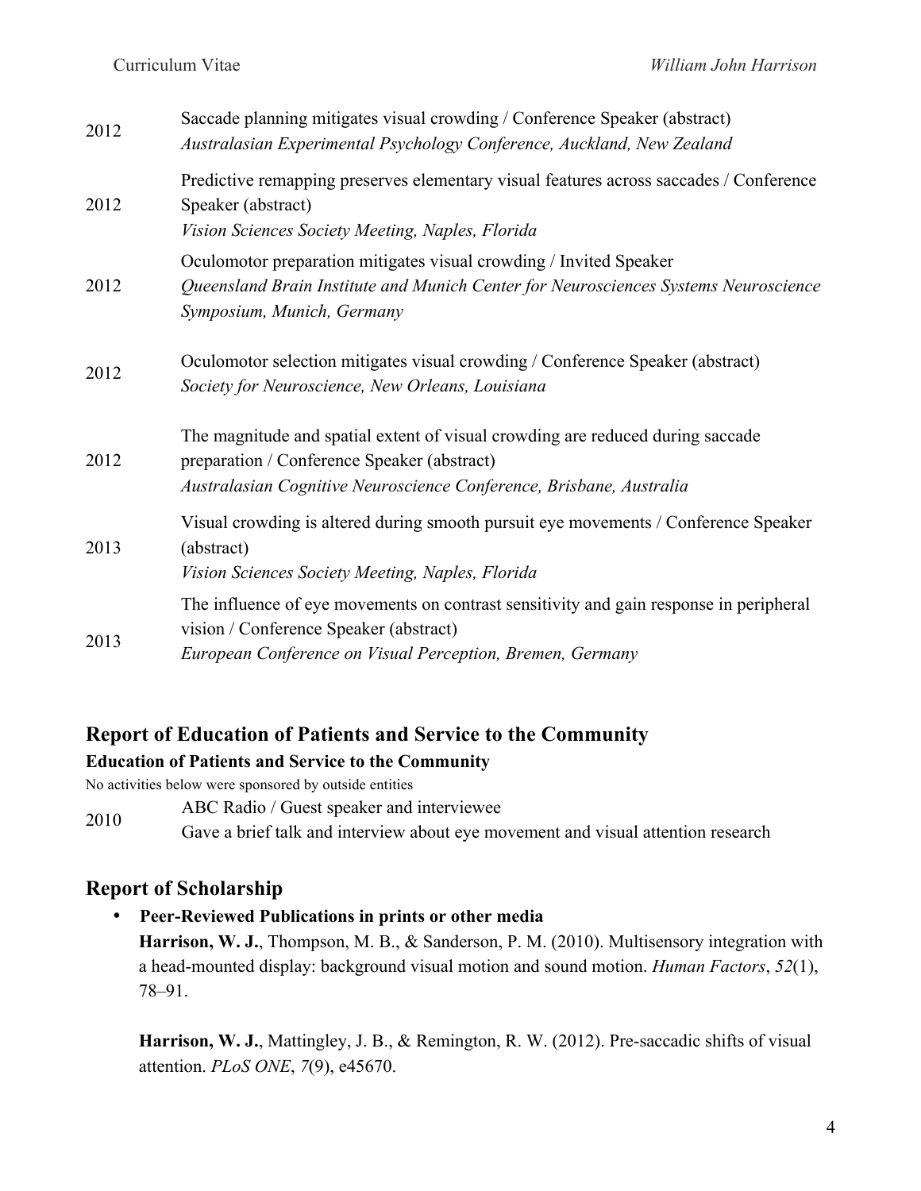| | |
|---|---|
| 2012 | Saccade planning mitigates visual crowding / Conference Speaker (abstract)<br>*Australasian Experimental Psychology Conference, Auckland, New Zealand* |
| 2012 | Predictive remapping preserves elementary visual features across saccades / Conference Speaker (abstract)<br>*Vision Sciences Society Meeting, Naples, Florida* |
| 2012 | Oculomotor preparation mitigates visual crowding / Invited Speaker<br>*Queensland Brain Institute and Munich Center for Neurosciences Systems Neuroscience Symposium, Munich, Germany* |
| 2012 | Oculomotor selection mitigates visual crowding / Conference Speaker (abstract)<br>*Society for Neuroscience, New Orleans, Louisiana* |
| 2012 | The magnitude and spatial extent of visual crowding are reduced during saccade preparation / Conference Speaker (abstract)<br>*Australasian Cognitive Neuroscience Conference, Brisbane, Australia* |
| 2013 | Visual crowding is altered during smooth pursuit eye movements / Conference Speaker (abstract)<br>*Vision Sciences Society Meeting, Naples, Florida* |
| 2013 | The influence of eye movements on contrast sensitivity and gain response in peripheral vision / Conference Speaker (abstract)<br>*European Conference on Visual Perception, Bremen, Germany* |

## Report of Education of Patients and Service to the Community

### Education of Patients and Service to the Community

No activities below were sponsored by outside entities

| | |
|---|---|
| 2010 | ABC Radio / Guest speaker and interviewee<br>Gave a brief talk and interview about eye movement and visual attention research |

## Report of Scholarship

- **Peer-Reviewed Publications in prints or other media**

  **Harrison, W. J.**, Thompson, M. B., & Sanderson, P. M. (2010). Multisensory integration with a head-mounted display: background visual motion and sound motion. *Human Factors*, *52*(1), 78–91.

  **Harrison, W. J.**, Mattingley, J. B., & Remington, R. W. (2012). Pre-saccadic shifts of visual attention. *PLoS ONE*, *7*(9), e45670.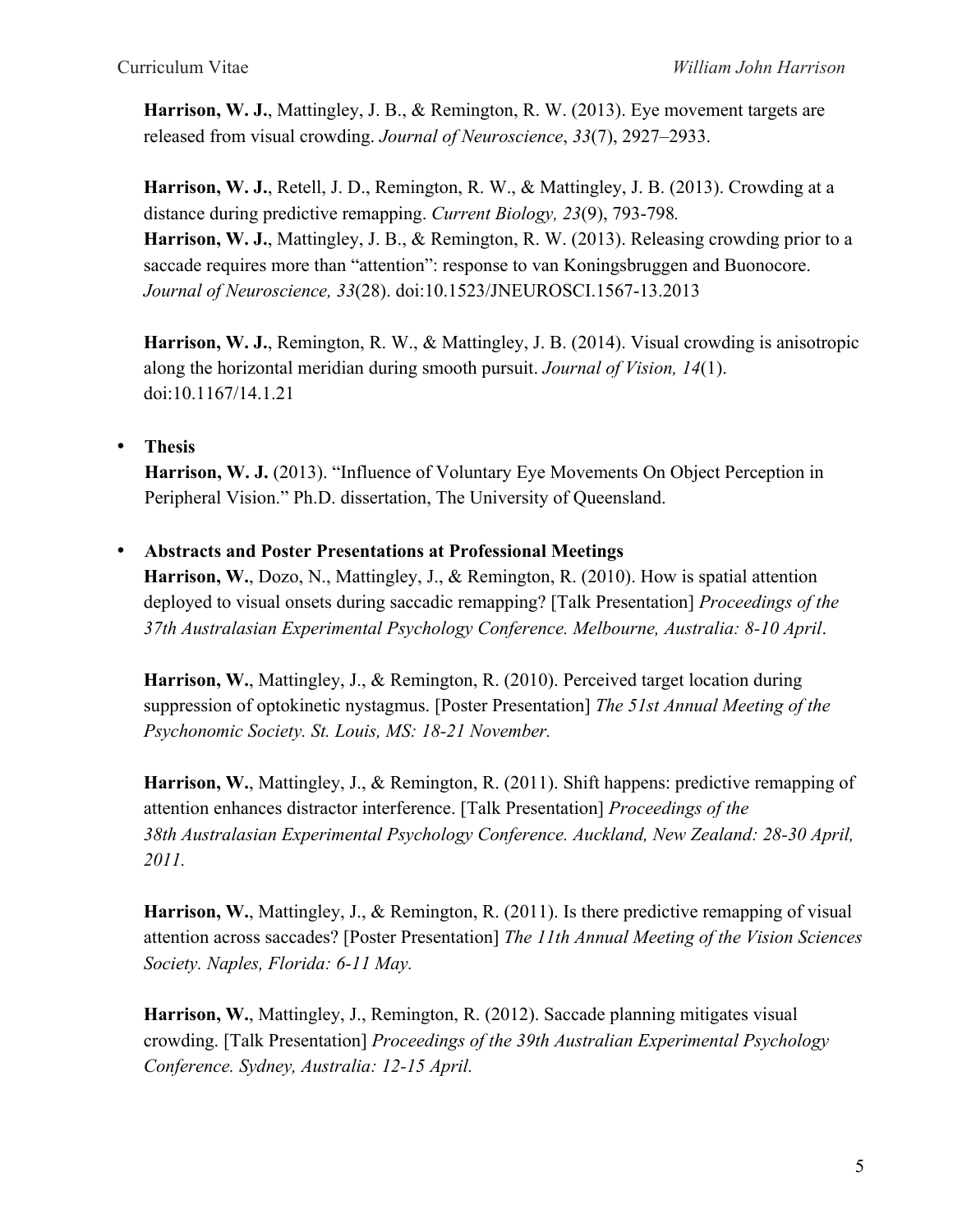**Harrison, W. J.**, Mattingley, J. B., & Remington, R. W. (2013). Eye movement targets are released from visual crowding. *Journal of Neuroscience*, *33*(7), 2927–2933.

**Harrison, W. J.**, Retell, J. D., Remington, R. W., & Mattingley, J. B. (2013). Crowding at a distance during predictive remapping. *Current Biology, 23*(9), 793-798.

**Harrison, W. J.**, Mattingley, J. B., & Remington, R. W. (2013). Releasing crowding prior to a saccade requires more than "attention": response to van Koningsbruggen and Buonocore. *Journal of Neuroscience, 33*(28). doi:10.1523/JNEUROSCI.1567-13.2013

**Harrison, W. J.**, Remington, R. W., & Mattingley, J. B. (2014). Visual crowding is anisotropic along the horizontal meridian during smooth pursuit. *Journal of Vision, 14*(1). doi:10.1167/14.1.21

- **Thesis**

  **Harrison, W. J.** (2013). "Influence of Voluntary Eye Movements On Object Perception in Peripheral Vision." Ph.D. dissertation, The University of Queensland.

- **Abstracts and Poster Presentations at Professional Meetings**

  **Harrison, W.**, Dozo, N., Mattingley, J., & Remington, R. (2010). How is spatial attention deployed to visual onsets during saccadic remapping? [Talk Presentation] *Proceedings of the 37th Australasian Experimental Psychology Conference. Melbourne, Australia: 8-10 April*.

  **Harrison, W.**, Mattingley, J., & Remington, R. (2010). Perceived target location during suppression of optokinetic nystagmus. [Poster Presentation] *The 51st Annual Meeting of the Psychonomic Society. St. Louis, MS: 18-21 November.*

  **Harrison, W.**, Mattingley, J., & Remington, R. (2011). Shift happens: predictive remapping of attention enhances distractor interference. [Talk Presentation] *Proceedings of the 38th Australasian Experimental Psychology Conference. Auckland, New Zealand: 28-30 April, 2011.*

  **Harrison, W.**, Mattingley, J., & Remington, R. (2011). Is there predictive remapping of visual attention across saccades? [Poster Presentation] *The 11th Annual Meeting of the Vision Sciences Society. Naples, Florida: 6-11 May.*

  **Harrison, W.**, Mattingley, J., Remington, R. (2012). Saccade planning mitigates visual crowding. [Talk Presentation] *Proceedings of the 39th Australian Experimental Psychology Conference. Sydney, Australia: 12-15 April.*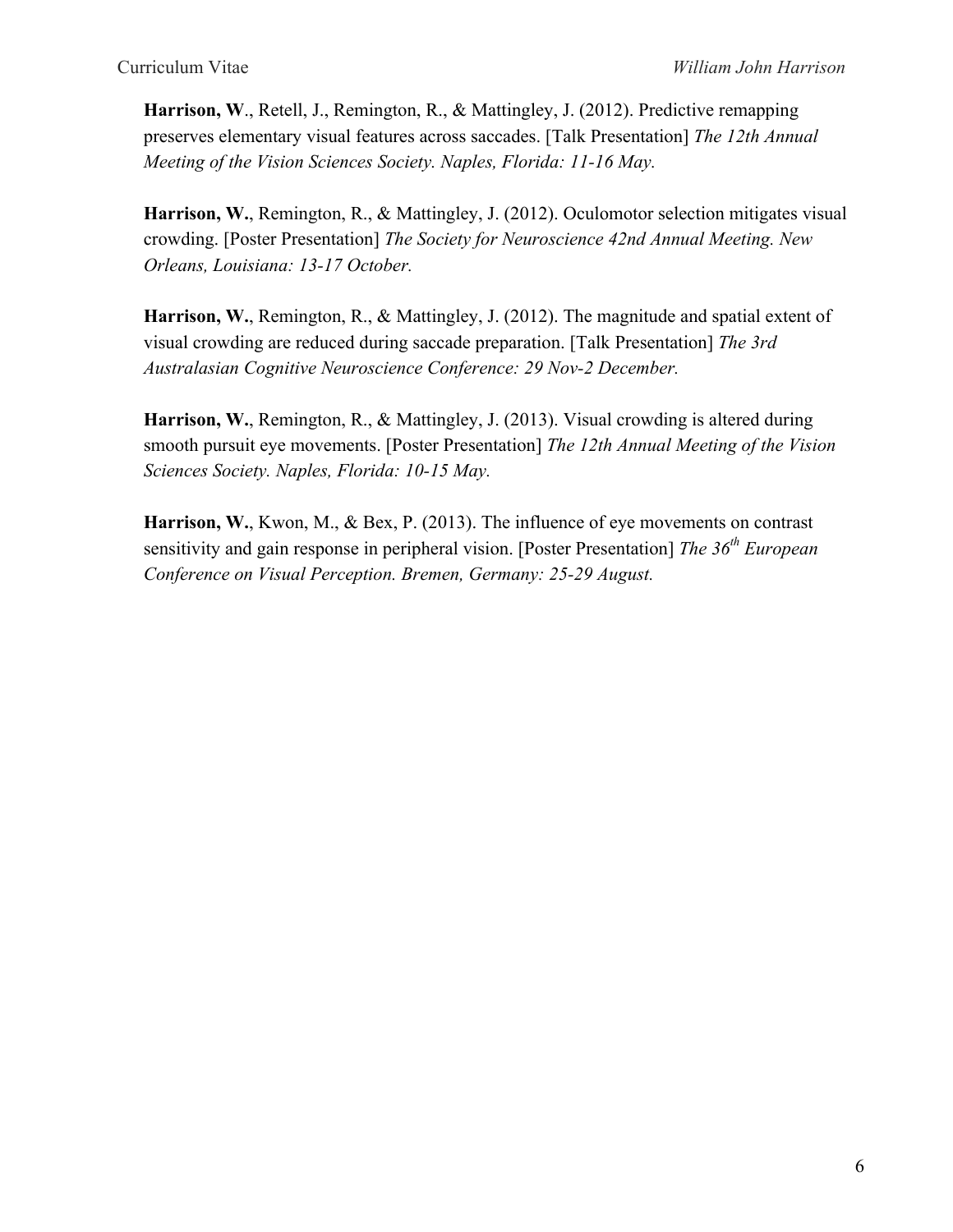**Harrison, W**., Retell, J., Remington, R., & Mattingley, J. (2012). Predictive remapping preserves elementary visual features across saccades. [Talk Presentation] *The 12th Annual Meeting of the Vision Sciences Society. Naples, Florida: 11-16 May.*

**Harrison, W.**, Remington, R., & Mattingley, J. (2012). Oculomotor selection mitigates visual crowding. [Poster Presentation] *The Society for Neuroscience 42nd Annual Meeting. New Orleans, Louisiana: 13-17 October.*

**Harrison, W.**, Remington, R., & Mattingley, J. (2012). The magnitude and spatial extent of visual crowding are reduced during saccade preparation. [Talk Presentation] *The 3rd Australasian Cognitive Neuroscience Conference: 29 Nov-2 December.*

**Harrison, W.**, Remington, R., & Mattingley, J. (2013). Visual crowding is altered during smooth pursuit eye movements. [Poster Presentation] *The 12th Annual Meeting of the Vision Sciences Society. Naples, Florida: 10-15 May.*

**Harrison, W.**, Kwon, M., & Bex, P. (2013). The influence of eye movements on contrast sensitivity and gain response in peripheral vision. [Poster Presentation] *The 36th European Conference on Visual Perception. Bremen, Germany: 25-29 August.*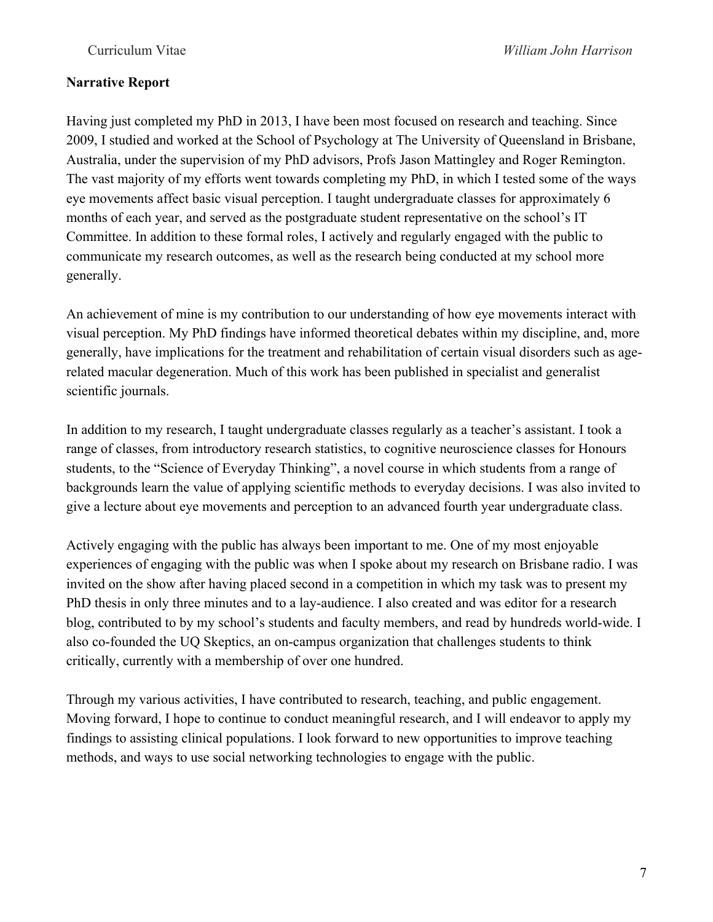**Narrative Report**

Having just completed my PhD in 2013, I have been most focused on research and teaching. Since 2009, I studied and worked at the School of Psychology at The University of Queensland in Brisbane, Australia, under the supervision of my PhD advisors, Profs Jason Mattingley and Roger Remington. The vast majority of my efforts went towards completing my PhD, in which I tested some of the ways eye movements affect basic visual perception. I taught undergraduate classes for approximately 6 months of each year, and served as the postgraduate student representative on the school's IT Committee. In addition to these formal roles, I actively and regularly engaged with the public to communicate my research outcomes, as well as the research being conducted at my school more generally.

An achievement of mine is my contribution to our understanding of how eye movements interact with visual perception. My PhD findings have informed theoretical debates within my discipline, and, more generally, have implications for the treatment and rehabilitation of certain visual disorders such as age-related macular degeneration. Much of this work has been published in specialist and generalist scientific journals.

In addition to my research, I taught undergraduate classes regularly as a teacher's assistant. I took a range of classes, from introductory research statistics, to cognitive neuroscience classes for Honours students, to the "Science of Everyday Thinking", a novel course in which students from a range of backgrounds learn the value of applying scientific methods to everyday decisions. I was also invited to give a lecture about eye movements and perception to an advanced fourth year undergraduate class.

Actively engaging with the public has always been important to me. One of my most enjoyable experiences of engaging with the public was when I spoke about my research on Brisbane radio. I was invited on the show after having placed second in a competition in which my task was to present my PhD thesis in only three minutes and to a lay-audience. I also created and was editor for a research blog, contributed to by my school's students and faculty members, and read by hundreds world-wide. I also co-founded the UQ Skeptics, an on-campus organization that challenges students to think critically, currently with a membership of over one hundred.

Through my various activities, I have contributed to research, teaching, and public engagement. Moving forward, I hope to continue to conduct meaningful research, and I will endeavor to apply my findings to assisting clinical populations. I look forward to new opportunities to improve teaching methods, and ways to use social networking technologies to engage with the public.